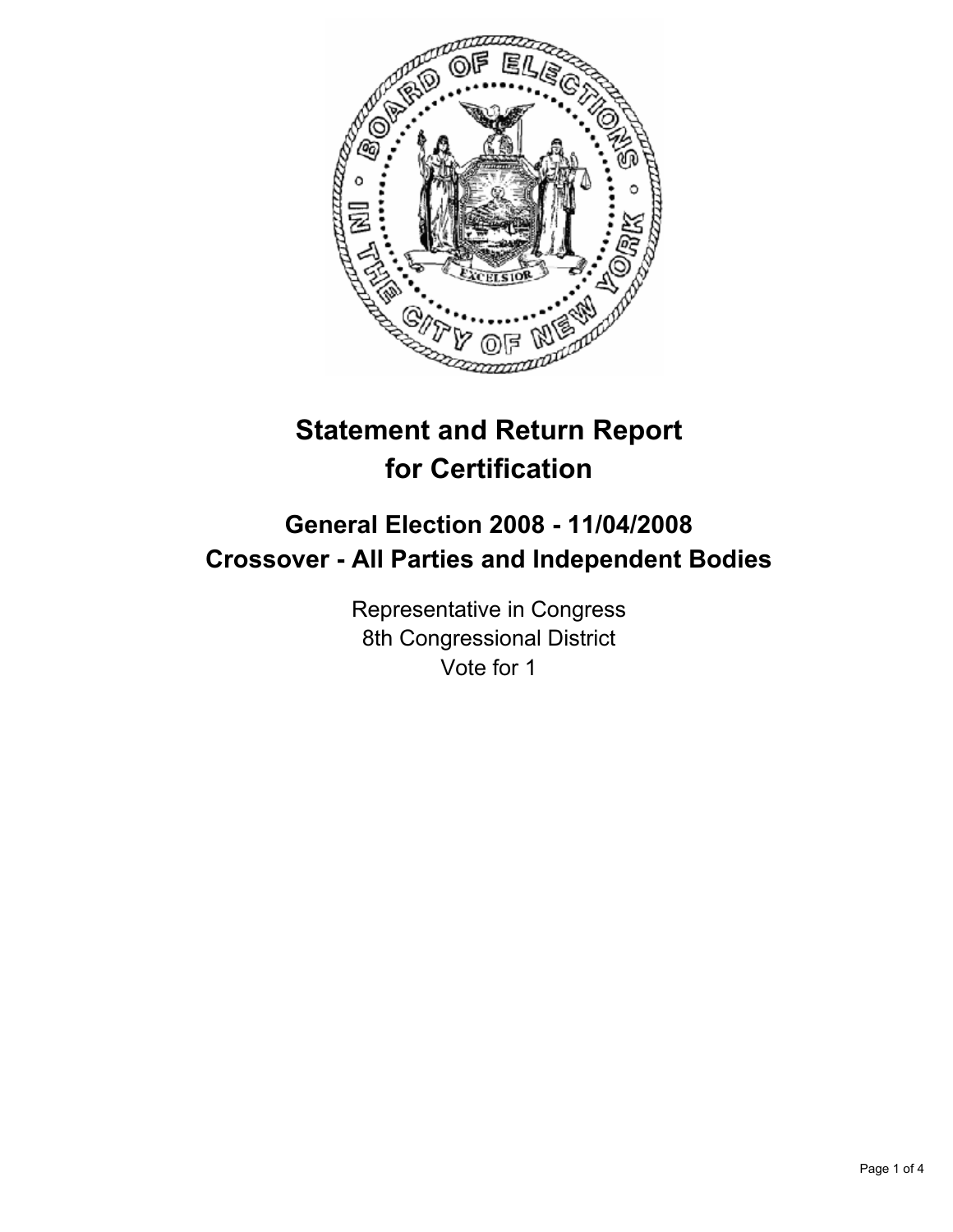# Statement and Return Report for Certification

## General Election 2008 - 11/04/2008
## Crossover - All Parties and Independent Bodies

Representative in Congress
8th Congressional District
Vote for 1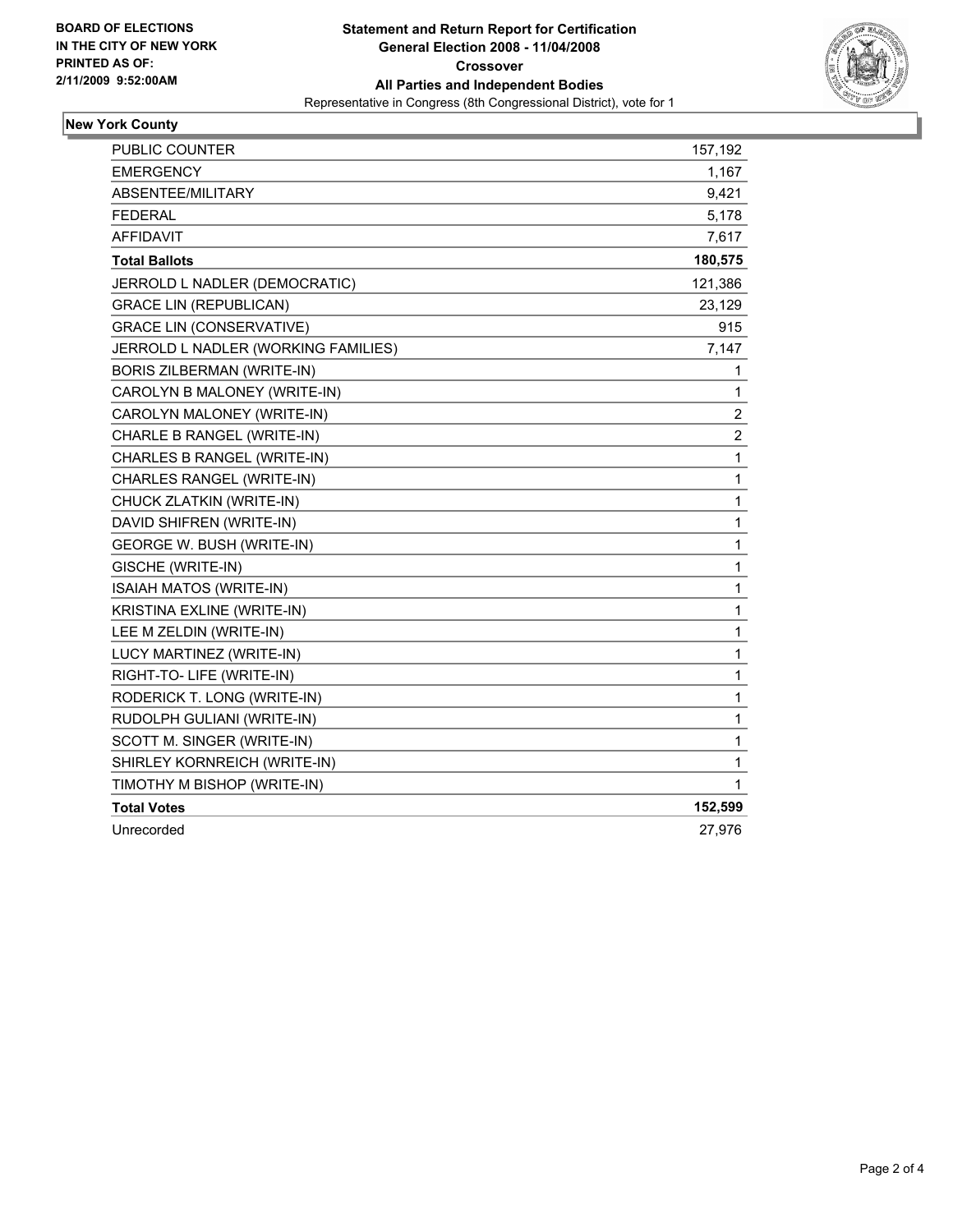BOARD OF ELECTIONS
IN THE CITY OF NEW YORK
PRINTED AS OF:
2/11/2009 9:52:00AM

# Statement and Return Report for Certification
## General Election 2008 - 11/04/2008
## Crossover
## All Parties and Independent Bodies

Representative in Congress (8th Congressional District), vote for 1

### New York County

| | |
|---|---:|
| PUBLIC COUNTER | 157,192 |
| EMERGENCY | 1,167 |
| ABSENTEE/MILITARY | 9,421 |
| FEDERAL | 5,178 |
| AFFIDAVIT | 7,617 |
| **Total Ballots** | **180,575** |
| JERROLD L NADLER (DEMOCRATIC) | 121,386 |
| GRACE LIN (REPUBLICAN) | 23,129 |
| GRACE LIN (CONSERVATIVE) | 915 |
| JERROLD L NADLER (WORKING FAMILIES) | 7,147 |
| BORIS ZILBERMAN (WRITE-IN) | 1 |
| CAROLYN B MALONEY (WRITE-IN) | 1 |
| CAROLYN MALONEY (WRITE-IN) | 2 |
| CHARLE B RANGEL (WRITE-IN) | 2 |
| CHARLES B RANGEL (WRITE-IN) | 1 |
| CHARLES RANGEL (WRITE-IN) | 1 |
| CHUCK ZLATKIN (WRITE-IN) | 1 |
| DAVID SHIFREN (WRITE-IN) | 1 |
| GEORGE W. BUSH (WRITE-IN) | 1 |
| GISCHE (WRITE-IN) | 1 |
| ISAIAH MATOS (WRITE-IN) | 1 |
| KRISTINA EXLINE (WRITE-IN) | 1 |
| LEE M ZELDIN (WRITE-IN) | 1 |
| LUCY MARTINEZ (WRITE-IN) | 1 |
| RIGHT-TO- LIFE (WRITE-IN) | 1 |
| RODERICK T. LONG (WRITE-IN) | 1 |
| RUDOLPH GULIANI (WRITE-IN) | 1 |
| SCOTT M. SINGER (WRITE-IN) | 1 |
| SHIRLEY KORNREICH (WRITE-IN) | 1 |
| TIMOTHY M BISHOP (WRITE-IN) | 1 |
| **Total Votes** | **152,599** |
| Unrecorded | 27,976 |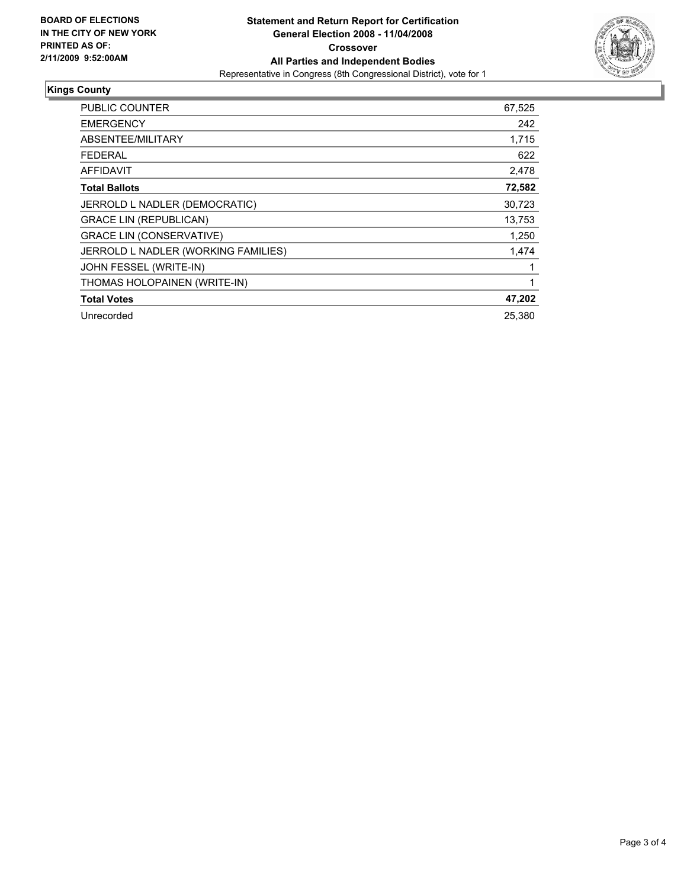**BOARD OF ELECTIONS**
**IN THE CITY OF NEW YORK**
**PRINTED AS OF:**
**2/11/2009 9:52:00AM**

# Statement and Return Report for Certification
## General Election 2008 - 11/04/2008
### Crossover
### All Parties and Independent Bodies
Representative in Congress (8th Congressional District), vote for 1

**Kings County**

| | |
|---|---|
| PUBLIC COUNTER | 67,525 |
| EMERGENCY | 242 |
| ABSENTEE/MILITARY | 1,715 |
| FEDERAL | 622 |
| AFFIDAVIT | 2,478 |
| **Total Ballots** | **72,582** |
| JERROLD L NADLER (DEMOCRATIC) | 30,723 |
| GRACE LIN (REPUBLICAN) | 13,753 |
| GRACE LIN (CONSERVATIVE) | 1,250 |
| JERROLD L NADLER (WORKING FAMILIES) | 1,474 |
| JOHN FESSEL (WRITE-IN) | 1 |
| THOMAS HOLOPAINEN (WRITE-IN) | 1 |
| **Total Votes** | **47,202** |
| Unrecorded | 25,380 |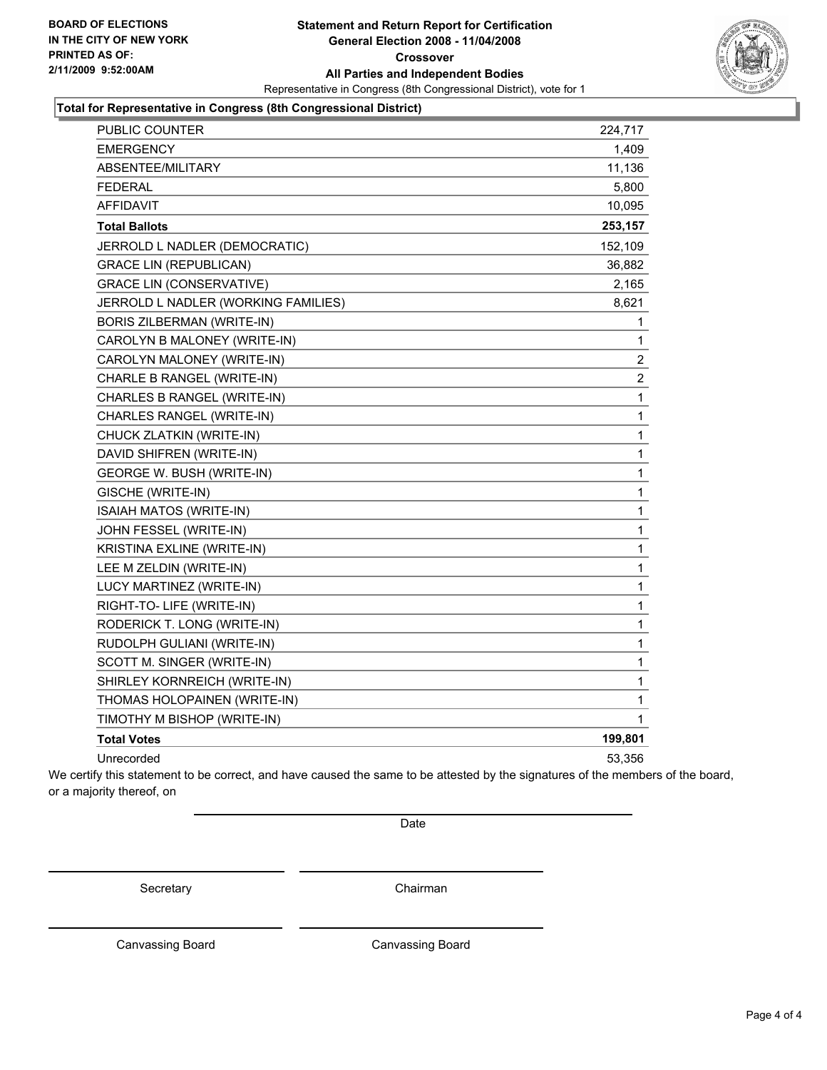**BOARD OF ELECTIONS IN THE CITY OF NEW YORK PRINTED AS OF: 2/11/2009 9:52:00AM**

**Statement and Return Report for Certification**
**General Election 2008 - 11/04/2008**
**Crossover**
**All Parties and Independent Bodies**
Representative in Congress (8th Congressional District), vote for 1

### Total for Representative in Congress (8th Congressional District)

| | |
|---|---|
| PUBLIC COUNTER | 224,717 |
| EMERGENCY | 1,409 |
| ABSENTEE/MILITARY | 11,136 |
| FEDERAL | 5,800 |
| AFFIDAVIT | 10,095 |
| **Total Ballots** | **253,157** |
| JERROLD L NADLER (DEMOCRATIC) | 152,109 |
| GRACE LIN (REPUBLICAN) | 36,882 |
| GRACE LIN (CONSERVATIVE) | 2,165 |
| JERROLD L NADLER (WORKING FAMILIES) | 8,621 |
| BORIS ZILBERMAN (WRITE-IN) | 1 |
| CAROLYN B MALONEY (WRITE-IN) | 1 |
| CAROLYN MALONEY (WRITE-IN) | 2 |
| CHARLE B RANGEL (WRITE-IN) | 2 |
| CHARLES B RANGEL (WRITE-IN) | 1 |
| CHARLES RANGEL (WRITE-IN) | 1 |
| CHUCK ZLATKIN (WRITE-IN) | 1 |
| DAVID SHIFREN (WRITE-IN) | 1 |
| GEORGE W. BUSH (WRITE-IN) | 1 |
| GISCHE (WRITE-IN) | 1 |
| ISAIAH MATOS (WRITE-IN) | 1 |
| JOHN FESSEL (WRITE-IN) | 1 |
| KRISTINA EXLINE (WRITE-IN) | 1 |
| LEE M ZELDIN (WRITE-IN) | 1 |
| LUCY MARTINEZ (WRITE-IN) | 1 |
| RIGHT-TO- LIFE (WRITE-IN) | 1 |
| RODERICK T. LONG (WRITE-IN) | 1 |
| RUDOLPH GULIANI (WRITE-IN) | 1 |
| SCOTT M. SINGER (WRITE-IN) | 1 |
| SHIRLEY KORNREICH (WRITE-IN) | 1 |
| THOMAS HOLOPAINEN (WRITE-IN) | 1 |
| TIMOTHY M BISHOP (WRITE-IN) | 1 |
| **Total Votes** | **199,801** |
| Unrecorded | 53,356 |

We certify this statement to be correct, and have caused the same to be attested by the signatures of the members of the board, or a majority thereof, on

Date

Secretary

Chairman

Canvassing Board

Canvassing Board